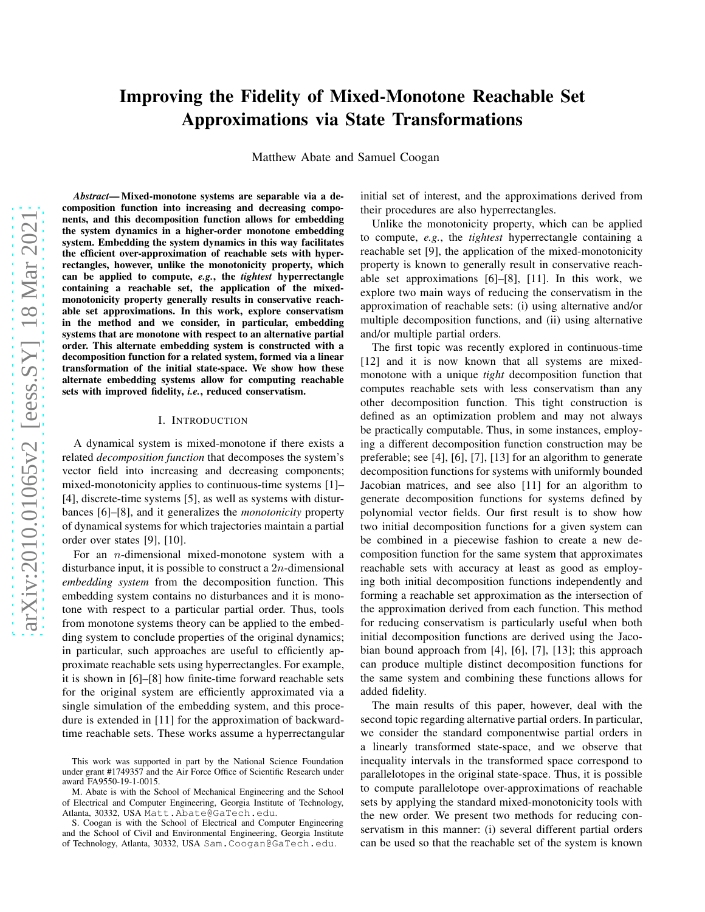# Improving the Fidelity of Mixed-Monotone Reachable Set Approximations via State Transformations

Matthew Abate and Samuel Coogan

***Abstract*— Mixed-monotone systems are separable via a decomposition function into increasing and decreasing components, and this decomposition function allows for embedding the system dynamics in a higher-order monotone embedding system. Embedding the system dynamics in this way facilitates the efficient over-approximation of reachable sets with hyperrectangles, however, unlike the monotonicity property, which can be applied to compute, *e.g.*, the *tightest* hyperrectangle containing a reachable set, the application of the mixed-monotonicity property generally results in conservative reachable set approximations. In this work, explore conservatism in the method and we consider, in particular, embedding systems that are monotone with respect to an alternative partial order. This alternate embedding system is constructed with a decomposition function for a related system, formed via a linear transformation of the initial state-space. We show how these alternate embedding systems allow for computing reachable sets with improved fidelity, *i.e.*, reduced conservatism.**

## I. Introduction

A dynamical system is mixed-monotone if there exists a related *decomposition function* that decomposes the system's vector field into increasing and decreasing components; mixed-monotonicity applies to continuous-time systems [1]–[4], discrete-time systems [5], as well as systems with disturbances [6]–[8], and it generalizes the *monotonicity* property of dynamical systems for which trajectories maintain a partial order over states [9], [10].

For an $n$-dimensional mixed-monotone system with a disturbance input, it is possible to construct a $2n$-dimensional *embedding system* from the decomposition function. This embedding system contains no disturbances and it is monotone with respect to a particular partial order. Thus, tools from monotone systems theory can be applied to the embedding system to conclude properties of the original dynamics; in particular, such approaches are useful to efficiently approximate reachable sets using hyperrectangles. For example, it is shown in [6]–[8] how finite-time forward reachable sets for the original system are efficiently approximated via a single simulation of the embedding system, and this procedure is extended in [11] for the approximation of backward-time reachable sets. These works assume a hyperrectangular initial set of interest, and the approximations derived from their procedures are also hyperrectangles.

Unlike the monotonicity property, which can be applied to compute, *e.g.*, the *tightest* hyperrectangle containing a reachable set [9], the application of the mixed-monotonicity property is known to generally result in conservative reachable set approximations [6]–[8], [11]. In this work, we explore two main ways of reducing the conservatism in the approximation of reachable sets: (i) using alternative and/or multiple decomposition functions, and (ii) using alternative and/or multiple partial orders.

The first topic was recently explored in continuous-time [12] and it is now known that all systems are mixed-monotone with a unique *tight* decomposition function that computes reachable sets with less conservatism than any other decomposition function. This tight construction is defined as an optimization problem and may not always be practically computable. Thus, in some instances, employing a different decomposition function construction may be preferable; see [4], [6], [7], [13] for an algorithm to generate decomposition functions for systems with uniformly bounded Jacobian matrices, and see also [11] for an algorithm to generate decomposition functions for systems defined by polynomial vector fields. Our first result is to show how two initial decomposition functions for a given system can be combined in a piecewise fashion to create a new decomposition function for the same system that approximates reachable sets with accuracy at least as good as employing both initial decomposition functions independently and forming a reachable set approximation as the intersection of the approximation derived from each function. This method for reducing conservatism is particularly useful when both initial decomposition functions are derived using the Jacobian bound approach from [4], [6], [7], [13]; this approach can produce multiple distinct decomposition functions for the same system and combining these functions allows for added fidelity.

The main results of this paper, however, deal with the second topic regarding alternative partial orders. In particular, we consider the standard componentwise partial orders in a linearly transformed state-space, and we observe that inequality intervals in the transformed space correspond to parallelotopes in the original state-space. Thus, it is possible to compute parallelotope over-approximations of reachable sets by applying the standard mixed-monotonicity tools with the new order. We present two methods for reducing conservatism in this manner: (i) several different partial orders can be used so that the reachable set of the system is known

This work was supported in part by the National Science Foundation under grant #1749357 and the Air Force Office of Scientific Research under award FA9550-19-1-0015.

M. Abate is with the School of Mechanical Engineering and the School of Electrical and Computer Engineering, Georgia Institute of Technology, Atlanta, 30332, USA Matt.Abate@GaTech.edu.

S. Coogan is with the School of Electrical and Computer Engineering and the School of Civil and Environmental Engineering, Georgia Institute of Technology, Atlanta, 30332, USA Sam.Coogan@GaTech.edu.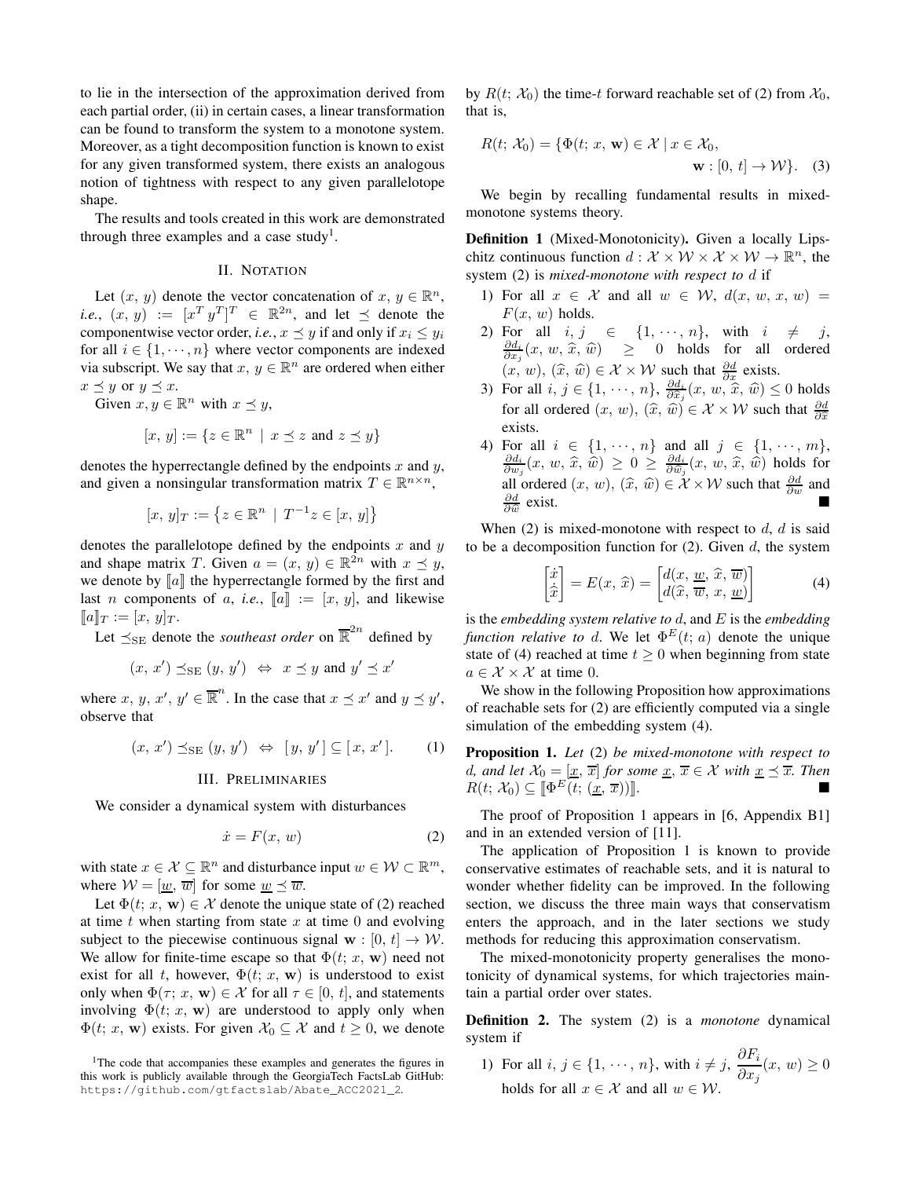to lie in the intersection of the approximation derived from each partial order, (ii) in certain cases, a linear transformation can be found to transform the system to a monotone system. Moreover, as a tight decomposition function is known to exist for any given transformed system, there exists an analogous notion of tightness with respect to any given parallelotope shape.

The results and tools created in this work are demonstrated through three examples and a case study[1].

## II. Notation

Let $(x,\, y)$ denote the vector concatenation of $x,\, y \in \mathbb{R}^n$, *i.e.*, $(x,\, y) := [x^T\, y^T]^T \in \mathbb{R}^{2n}$, and let $\preceq$ denote the componentwise vector order, *i.e.*, $x \preceq y$ if and only if $x_i \leq y_i$ for all $i \in \{1, \cdots, n\}$ where vector components are indexed via subscript. We say that $x,\, y \in \mathbb{R}^n$ are ordered when either $x \preceq y$ or $y \preceq x$.

Given $x, y \in \mathbb{R}^n$ with $x \preceq y$,

$$[x,\, y] := \{z \in \mathbb{R}^n \mid x \preceq z \text{ and } z \preceq y\}$$

denotes the hyperrectangle defined by the endpoints $x$ and $y$, and given a nonsingular transformation matrix $T \in \mathbb{R}^{n\times n}$,

$$[x,\, y]_T := \left\{z \in \mathbb{R}^n \mid T^{-1}z \in [x,\, y]\right\}$$

denotes the parallelotope defined by the endpoints $x$ and $y$ and shape matrix $T$. Given $a = (x,\, y) \in \mathbb{R}^{2n}$ with $x \preceq y$, we denote by $[\![a]\!]$ the hyperrectangle formed by the first and last $n$ components of $a$, *i.e.*, $[\![a]\!] := [x,\, y]$, and likewise $[\![a]\!]_T := [x,\, y]_T$.

Let $\preceq_{\mathrm{SE}}$ denote the *southeast order* on $\overline{\mathbb{R}}^{2n}$ defined by

$$(x,\, x') \preceq_{\mathrm{SE}} (y,\, y') \;\Leftrightarrow\; x \preceq y \text{ and } y' \preceq x'$$

where $x,\, y,\, x',\, y' \in \overline{\mathbb{R}}^n$. In the case that $x \preceq x'$ and $y \preceq y'$, observe that

$$(x,\, x') \preceq_{\mathrm{SE}} (y,\, y') \;\Leftrightarrow\; [\,y,\, y'\,] \subseteq [\,x,\, x'\,]. \tag{1}$$

## III. Preliminaries

We consider a dynamical system with disturbances

$$\dot{x} = F(x,\, w) \tag{2}$$

with state $x \in \mathcal{X} \subseteq \mathbb{R}^n$ and disturbance input $w \in \mathcal{W} \subset \mathbb{R}^m$, where $\mathcal{W} = [\underline{w},\, \overline{w}]$ for some $\underline{w} \preceq \overline{w}$.

Let $\Phi(t;\, x,\, \mathbf{w}) \in \mathcal{X}$ denote the unique state of (2) reached at time $t$ when starting from state $x$ at time $0$ and evolving subject to the piecewise continuous signal $\mathbf{w} : [0,\, t] \to \mathcal{W}$. We allow for finite-time escape so that $\Phi(t;\, x,\, \mathbf{w})$ need not exist for all $t$, however, $\Phi(t;\, x,\, \mathbf{w})$ is understood to exist only when $\Phi(\tau;\, x,\, \mathbf{w}) \in \mathcal{X}$ for all $\tau \in [0,\, t]$, and statements involving $\Phi(t;\, x,\, \mathbf{w})$ are understood to apply only when $\Phi(t;\, x,\, \mathbf{w})$ exists. For given $\mathcal{X}_0 \subseteq \mathcal{X}$ and $t \geq 0$, we denote by $R(t;\, \mathcal{X}_0)$ the time-$t$ forward reachable set of (2) from $\mathcal{X}_0$, that is,

$$R(t;\, \mathcal{X}_0) = \{\Phi(t;\, x,\, \mathbf{w}) \in \mathcal{X} \mid x \in \mathcal{X}_0,\; \mathbf{w} : [0,\, t] \to \mathcal{W}\}. \tag{3}$$

We begin by recalling fundamental results in mixed-monotone systems theory.

**Definition 1** (Mixed-Monotonicity)**.** Given a locally Lipschitz continuous function $d : \mathcal{X} \times \mathcal{W} \times \mathcal{X} \times \mathcal{W} \to \mathbb{R}^n$, the system (2) is *mixed-monotone with respect to* $d$ if

1) For all $x \in \mathcal{X}$ and all $w \in \mathcal{W}$, $d(x,\, w,\, x,\, w) = F(x,\, w)$ holds.
2) For all $i, j \in \{1, \cdots, n\}$, with $i \neq j$, $\frac{\partial d_i}{\partial x_j}(x,\, w,\, \widehat{x},\, \widehat{w}) \geq 0$ holds for all ordered $(x,\, w),\, (\widehat{x},\, \widehat{w}) \in \mathcal{X} \times \mathcal{W}$ such that $\frac{\partial d}{\partial x}$ exists.
3) For all $i,\, j \in \{1, \cdots, n\}$, $\frac{\partial d_i}{\partial \widehat{x}_j}(x,\, w,\, \widehat{x},\, \widehat{w}) \leq 0$ holds for all ordered $(x,\, w),\, (\widehat{x},\, \widehat{w}) \in \mathcal{X} \times \mathcal{W}$ such that $\frac{\partial d}{\partial \widehat{x}}$ exists.
4) For all $i \in \{1, \cdots, n\}$ and all $j \in \{1, \cdots, m\}$, $\frac{\partial d_i}{\partial w_j}(x,\, w,\, \widehat{x},\, \widehat{w}) \geq 0 \geq \frac{\partial d_i}{\partial \widehat{w}_j}(x,\, w,\, \widehat{x},\, \widehat{w})$ holds for all ordered $(x,\, w),\, (\widehat{x},\, \widehat{w}) \in \mathcal{X} \times \mathcal{W}$ such that $\frac{\partial d}{\partial w}$ and $\frac{\partial d}{\partial \widehat{w}}$ exist. ∎

When (2) is mixed-monotone with respect to $d$, $d$ is said to be a decomposition function for (2). Given $d$, the system

$$\begin{bmatrix} \dot{x} \\ \dot{\widehat{x}} \end{bmatrix} = E(x,\, \widehat{x}) = \begin{bmatrix} d(x,\, \underline{w},\, \widehat{x},\, \overline{w}) \\ d(\widehat{x},\, \overline{w},\, x,\, \underline{w}) \end{bmatrix} \tag{4}$$

is the *embedding system relative to* $d$, and $E$ is the *embedding function relative to* $d$. We let $\Phi^E(t;\, a)$ denote the unique state of (4) reached at time $t \geq 0$ when beginning from state $a \in \mathcal{X} \times \mathcal{X}$ at time $0$.

We show in the following Proposition how approximations of reachable sets for (2) are efficiently computed via a single simulation of the embedding system (4).

**Proposition 1.** *Let* (2) *be mixed-monotone with respect to* $d$*, and let* $\mathcal{X}_0 = [\underline{x},\, \overline{x}]$ *for some* $\underline{x},\, \overline{x} \in \mathcal{X}$ *with* $\underline{x} \preceq \overline{x}$*. Then* $R(t;\, \mathcal{X}_0) \subseteq [\![\Phi^E(t;\, (\underline{x},\, \overline{x}))]\!]$. ∎

The proof of Proposition 1 appears in [6, Appendix B1] and in an extended version of [11].

The application of Proposition 1 is known to provide conservative estimates of reachable sets, and it is natural to wonder whether fidelity can be improved. In the following section, we discuss the three main ways that conservatism enters the approach, and in the later sections we study methods for reducing this approximation conservatism.

The mixed-monotonicity property generalises the monotonicity of dynamical systems, for which trajectories maintain a partial order over states.

**Definition 2.** The system (2) is a *monotone* dynamical system if

1) For all $i,\, j \in \{1, \cdots, n\}$, with $i \neq j$, $\dfrac{\partial F_i}{\partial x_j}(x,\, w) \geq 0$ holds for all $x \in \mathcal{X}$ and all $w \in \mathcal{W}$.

[1] The code that accompanies these examples and generates the figures in this work is publicly available through the GeorgiaTech FactsLab GitHub: https://github.com/gtfactslab/Abate_ACC2021_2.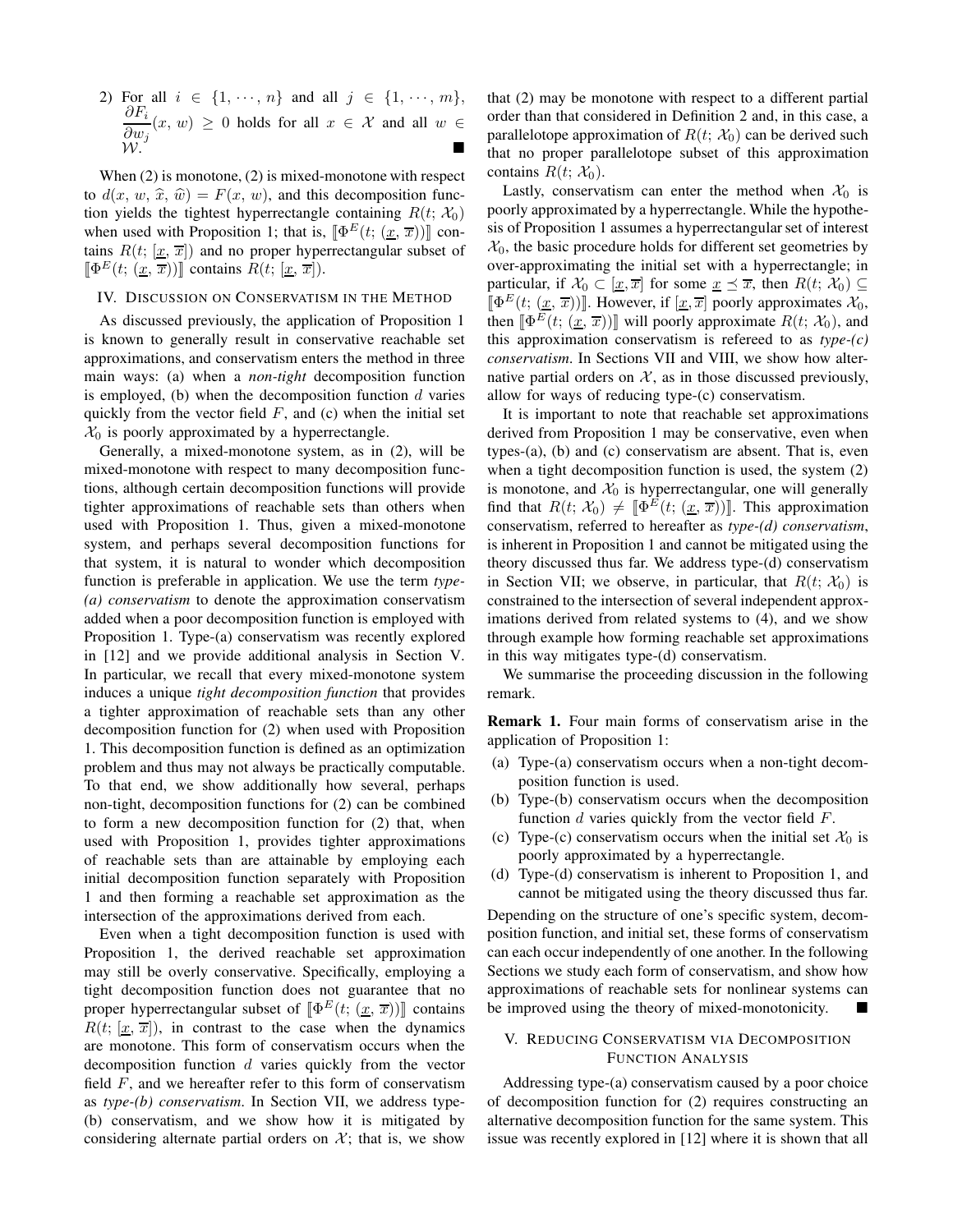2) For all $i \in \{1, \cdots, n\}$ and all $j \in \{1, \cdots, m\}$, $\dfrac{\partial F_i}{\partial w_j}(x, w) \geq 0$ holds for all $x \in \mathcal{X}$ and all $w \in \mathcal{W}$. ■

When (2) is monotone, (2) is mixed-monotone with respect to $d(x, w, \widehat{x}, \widehat{w}) = F(x, w)$, and this decomposition function yields the tightest hyperrectangle containing $R(t; \mathcal{X}_0)$ when used with Proposition 1; that is, $[\![\Phi^E(t; (\underline{x}, \overline{x}))]\!]$ contains $R(t; [\underline{x}, \overline{x}])$ and no proper hyperrectangular subset of $[\![\Phi^E(t; (\underline{x}, \overline{x}))]\!]$ contains $R(t; [\underline{x}, \overline{x}])$.

## IV. Discussion on Conservatism in the Method

As discussed previously, the application of Proposition 1 is known to generally result in conservative reachable set approximations, and conservatism enters the method in three main ways: (a) when a *non-tight* decomposition function is employed, (b) when the decomposition function $d$ varies quickly from the vector field $F$, and (c) when the initial set $\mathcal{X}_0$ is poorly approximated by a hyperrectangle.

Generally, a mixed-monotone system, as in (2), will be mixed-monotone with respect to many decomposition functions, although certain decomposition functions will provide tighter approximations of reachable sets than others when used with Proposition 1. Thus, given a mixed-monotone system, and perhaps several decomposition functions for that system, it is natural to wonder which decomposition function is preferable in application. We use the term *type-(a) conservatism* to denote the approximation conservatism added when a poor decomposition function is employed with Proposition 1. Type-(a) conservatism was recently explored in [12] and we provide additional analysis in Section V. In particular, we recall that every mixed-monotone system induces a unique *tight decomposition function* that provides a tighter approximation of reachable sets than any other decomposition function for (2) when used with Proposition 1. This decomposition function is defined as an optimization problem and thus may not always be practically computable. To that end, we show additionally how several, perhaps non-tight, decomposition functions for (2) can be combined to form a new decomposition function for (2) that, when used with Proposition 1, provides tighter approximations of reachable sets than are attainable by employing each initial decomposition function separately with Proposition 1 and then forming a reachable set approximation as the intersection of the approximations derived from each.

Even when a tight decomposition function is used with Proposition 1, the derived reachable set approximation may still be overly conservative. Specifically, employing a tight decomposition function does not guarantee that no proper hyperrectangular subset of $[\![\Phi^E(t; (\underline{x}, \overline{x}))]\!]$ contains $R(t; [\underline{x}, \overline{x}])$, in contrast to the case when the dynamics are monotone. This form of conservatism occurs when the decomposition function $d$ varies quickly from the vector field $F$, and we hereafter refer to this form of conservatism as *type-(b) conservatism*. In Section VII, we address type-(b) conservatism, and we show how it is mitigated by considering alternate partial orders on $\mathcal{X}$; that is, we show that (2) may be monotone with respect to a different partial order than that considered in Definition 2 and, in this case, a parallelotope approximation of $R(t; \mathcal{X}_0)$ can be derived such that no proper parallelotope subset of this approximation contains $R(t; \mathcal{X}_0)$.

Lastly, conservatism can enter the method when $\mathcal{X}_0$ is poorly approximated by a hyperrectangle. While the hypothesis of Proposition 1 assumes a hyperrectangular set of interest $\mathcal{X}_0$, the basic procedure holds for different set geometries by over-approximating the initial set with a hyperrectangle; in particular, if $\mathcal{X}_0 \subset [\underline{x}, \overline{x}]$ for some $\underline{x} \preceq \overline{x}$, then $R(t; \mathcal{X}_0) \subseteq [\![\Phi^E(t; (\underline{x}, \overline{x}))]\!]$. However, if $[\underline{x}, \overline{x}]$ poorly approximates $\mathcal{X}_0$, then $[\![\Phi^E(t; (\underline{x}, \overline{x}))]\!]$ will poorly approximate $R(t; \mathcal{X}_0)$, and this approximation conservatism is refereed to as *type-(c) conservatism*. In Sections VII and VIII, we show how alternative partial orders on $\mathcal{X}$, as in those discussed previously, allow for ways of reducing type-(c) conservatism.

It is important to note that reachable set approximations derived from Proposition 1 may be conservative, even when types-(a), (b) and (c) conservatism are absent. That is, even when a tight decomposition function is used, the system (2) is monotone, and $\mathcal{X}_0$ is hyperrectangular, one will generally find that $R(t; \mathcal{X}_0) \neq [\![\Phi^E(t; (\underline{x}, \overline{x}))]\!]$. This approximation conservatism, referred to hereafter as *type-(d) conservatism*, is inherent in Proposition 1 and cannot be mitigated using the theory discussed thus far. We address type-(d) conservatism in Section VII; we observe, in particular, that $R(t; \mathcal{X}_0)$ is constrained to the intersection of several independent approximations derived from related systems to (4), and we show through example how forming reachable set approximations in this way mitigates type-(d) conservatism.

We summarise the proceeding discussion in the following remark.

**Remark 1.** Four main forms of conservatism arise in the application of Proposition 1:

(a) Type-(a) conservatism occurs when a non-tight decomposition function is used.
(b) Type-(b) conservatism occurs when the decomposition function $d$ varies quickly from the vector field $F$.
(c) Type-(c) conservatism occurs when the initial set $\mathcal{X}_0$ is poorly approximated by a hyperrectangle.
(d) Type-(d) conservatism is inherent to Proposition 1, and cannot be mitigated using the theory discussed thus far.

Depending on the structure of one's specific system, decomposition function, and initial set, these forms of conservatism can each occur independently of one another. In the following Sections we study each form of conservatism, and show how approximations of reachable sets for nonlinear systems can be improved using the theory of mixed-monotonicity. ■

## V. Reducing Conservatism via Decomposition Function Analysis

Addressing type-(a) conservatism caused by a poor choice of decomposition function for (2) requires constructing an alternative decomposition function for the same system. This issue was recently explored in [12] where it is shown that all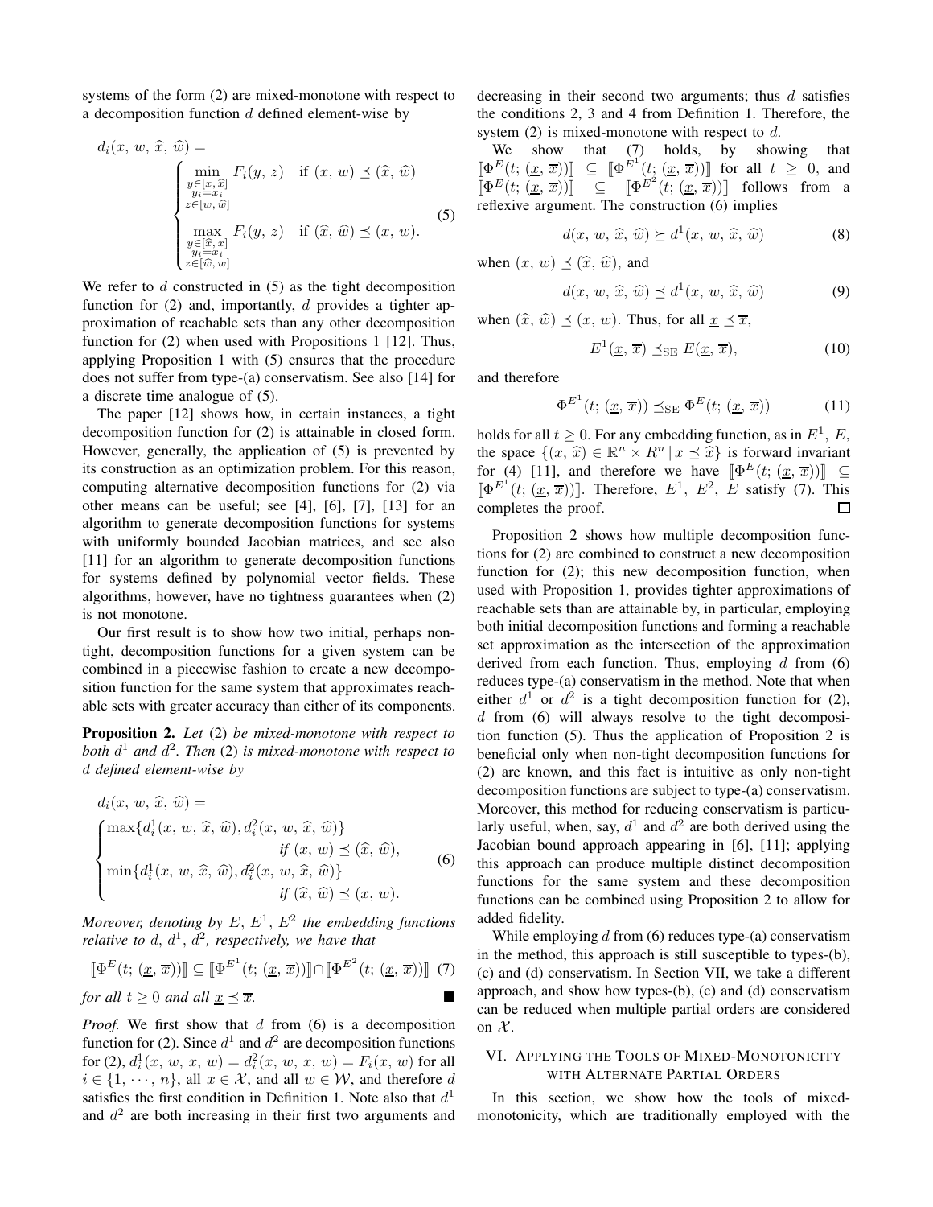systems of the form (2) are mixed-monotone with respect to a decomposition function $d$ defined element-wise by

$$
d_i(x,\, w,\, \widehat{x},\, \widehat{w}) = \begin{cases} \displaystyle\min_{\substack{y\in[x,\,\widehat{x}]\\ y_i=x_i\\ z\in[w,\,\widehat{w}]}} F_i(y,\, z) & \text{if } (x,\, w) \preceq (\widehat{x},\, \widehat{w}) \\ \displaystyle\max_{\substack{y\in[\widehat{x},\,x]\\ y_i=x_i\\ z\in[\widehat{w},\,w]}} F_i(y,\, z) & \text{if } (\widehat{x},\, \widehat{w}) \preceq (x,\, w). \end{cases} \tag{5}
$$

We refer to $d$ constructed in (5) as the tight decomposition function for (2) and, importantly, $d$ provides a tighter approximation of reachable sets than any other decomposition function for (2) when used with Propositions 1 [12]. Thus, applying Proposition 1 with (5) ensures that the procedure does not suffer from type-(a) conservatism. See also [14] for a discrete time analogue of (5).

The paper [12] shows how, in certain instances, a tight decomposition function for (2) is attainable in closed form. However, generally, the application of (5) is prevented by its construction as an optimization problem. For this reason, computing alternative decomposition functions for (2) via other means can be useful; see [4], [6], [7], [13] for an algorithm to generate decomposition functions for systems with uniformly bounded Jacobian matrices, and see also [11] for an algorithm to generate decomposition functions for systems defined by polynomial vector fields. These algorithms, however, have no tightness guarantees when (2) is not monotone.

Our first result is to show how two initial, perhaps non-tight, decomposition functions for a given system can be combined in a piecewise fashion to create a new decomposition function for the same system that approximates reachable sets with greater accuracy than either of its components.

**Proposition 2.** *Let* (2) *be mixed-monotone with respect to both $d^1$ and $d^2$. Then* (2) *is mixed-monotone with respect to $d$ defined element-wise by*

$$
d_i(x,\, w,\, \widehat{x},\, \widehat{w}) = \begin{cases} \max\{d^1_i(x,\, w,\, \widehat{x},\, \widehat{w}), d^2_i(x,\, w,\, \widehat{x},\, \widehat{w})\} \\ \qquad\qquad\qquad \text{if } (x,\, w) \preceq (\widehat{x},\, \widehat{w}), \\ \min\{d^1_i(x,\, w,\, \widehat{x},\, \widehat{w}), d^2_i(x,\, w,\, \widehat{x},\, \widehat{w})\} \\ \qquad\qquad\qquad \text{if } (\widehat{x},\, \widehat{w}) \preceq (x,\, w). \end{cases} \tag{6}
$$

*Moreover, denoting by $E$, $E^1$, $E^2$ the embedding functions relative to $d$, $d^1$, $d^2$, respectively, we have that*

$$
[\![\Phi^E(t;\, (\underline{x},\, \overline{x}))]\!] \subseteq [\![\Phi^{E^1}(t;\, (\underline{x},\, \overline{x}))]\!] \cap [\![\Phi^{E^2}(t;\, (\underline{x},\, \overline{x}))]\!] \tag{7}
$$

*for all $t \geq 0$ and all $\underline{x} \preceq \overline{x}$.* ■

*Proof.* We first show that $d$ from (6) is a decomposition function for (2). Since $d^1$ and $d^2$ are decomposition functions for (2), $d^1_i(x,\, w,\, x,\, w) = d^2_i(x,\, w,\, x,\, w) = F_i(x,\, w)$ for all $i \in \{1, \cdots, n\}$, all $x \in \mathcal{X}$, and all $w \in \mathcal{W}$, and therefore $d$ satisfies the first condition in Definition 1. Note also that $d^1$ and $d^2$ are both increasing in their first two arguments and decreasing in their second two arguments; thus $d$ satisfies the conditions 2, 3 and 4 from Definition 1. Therefore, the system (2) is mixed-monotone with respect to $d$.

We show that (7) holds, by showing that $[\![\Phi^E(t;\, (\underline{x},\, \overline{x}))]\!] \subseteq [\![\Phi^{E^1}(t;\, (\underline{x},\, \overline{x}))]\!]$ for all $t \geq 0$, and $[\![\Phi^E(t;\, (\underline{x},\, \overline{x}))]\!] \subseteq [\![\Phi^{E^2}(t;\, (\underline{x},\, \overline{x}))]\!]$ follows from a reflexive argument. The construction (6) implies

$$
d(x,\, w,\, \widehat{x},\, \widehat{w}) \succeq d^1(x,\, w,\, \widehat{x},\, \widehat{w}) \tag{8}
$$

when $(x,\, w) \preceq (\widehat{x},\, \widehat{w})$, and

$$
d(x,\, w,\, \widehat{x},\, \widehat{w}) \preceq d^1(x,\, w,\, \widehat{x},\, \widehat{w}) \tag{9}
$$

when $(\widehat{x},\, \widehat{w}) \preceq (x,\, w)$. Thus, for all $\underline{x} \preceq \overline{x}$,

$$
E^1(\underline{x},\, \overline{x}) \preceq_{\mathrm{SE}} E(\underline{x},\, \overline{x}), \tag{10}
$$

and therefore

$$
\Phi^{E^1}(t;\, (\underline{x},\, \overline{x})) \preceq_{\mathrm{SE}} \Phi^E(t;\, (\underline{x},\, \overline{x})) \tag{11}
$$

holds for all $t \geq 0$. For any embedding function, as in $E^1$, $E$, the space $\{(x,\, \widehat{x}) \in \mathbb{R}^n \times R^n \,|\, x \preceq \widehat{x}\}$ is forward invariant for (4) [11], and therefore we have $[\![\Phi^E(t;\, (\underline{x},\, \overline{x}))]\!] \subseteq [\![\Phi^{E^1}(t;\, (\underline{x},\, \overline{x}))]\!]$. Therefore, $E^1$, $E^2$, $E$ satisfy (7). This completes the proof. □

Proposition 2 shows how multiple decomposition functions for (2) are combined to construct a new decomposition function for (2); this new decomposition function, when used with Proposition 1, provides tighter approximations of reachable sets than are attainable by, in particular, employing both initial decomposition functions and forming a reachable set approximation as the intersection of the approximation derived from each function. Thus, employing $d$ from (6) reduces type-(a) conservatism in the method. Note that when either $d^1$ or $d^2$ is a tight decomposition function for (2), $d$ from (6) will always resolve to the tight decomposition function (5). Thus the application of Proposition 2 is beneficial only when non-tight decomposition functions for (2) are known, and this fact is intuitive as only non-tight decomposition functions are subject to type-(a) conservatism. Moreover, this method for reducing conservatism is particularly useful, when, say, $d^1$ and $d^2$ are both derived using the Jacobian bound approach appearing in [6], [11]; applying this approach can produce multiple distinct decomposition functions for the same system and these decomposition functions can be combined using Proposition 2 to allow for added fidelity.

While employing $d$ from (6) reduces type-(a) conservatism in the method, this approach is still susceptible to types-(b), (c) and (d) conservatism. In Section VII, we take a different approach, and show how types-(b), (c) and (d) conservatism can be reduced when multiple partial orders are considered on $\mathcal{X}$.

## VI. Applying the Tools of Mixed-Monotonicity with Alternate Partial Orders

In this section, we show how the tools of mixed-monotonicity, which are traditionally employed with the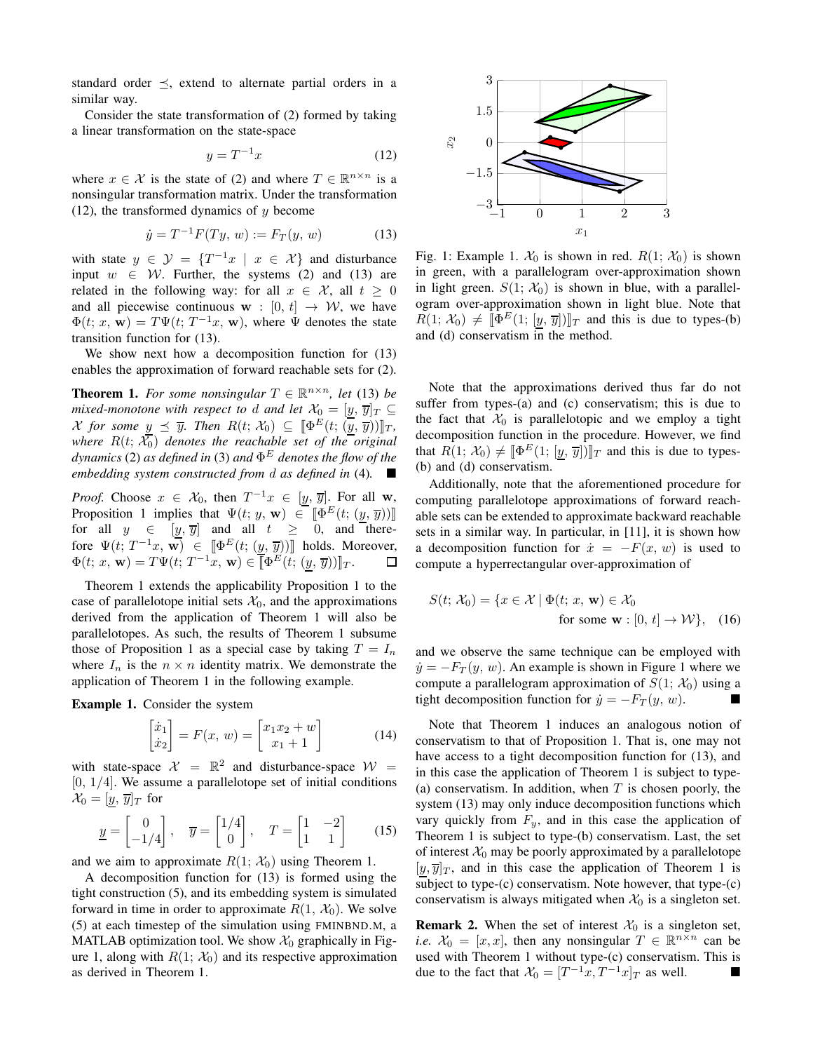standard order $\preceq$, extend to alternate partial orders in a similar way.

Consider the state transformation of (2) formed by taking a linear transformation on the state-space

$$y = T^{-1}x \tag{12}$$

where $x \in \mathcal{X}$ is the state of (2) and where $T \in \mathbb{R}^{n\times n}$ is a nonsingular transformation matrix. Under the transformation (12), the transformed dynamics of $y$ become

$$\dot{y} = T^{-1}F(Ty,\, w) := F_T(y,\, w) \tag{13}$$

with state $y \in \mathcal{Y} = \{T^{-1}x \mid x \in \mathcal{X}\}$ and disturbance input $w \in \mathcal{W}$. Further, the systems (2) and (13) are related in the following way: for all $x \in \mathcal{X}$, all $t \geq 0$ and all piecewise continuous $\mathbf{w} : [0,\, t] \to \mathcal{W}$, we have $\Phi(t;\, x,\, \mathbf{w}) = T\Psi(t;\, T^{-1}x,\, \mathbf{w})$, where $\Psi$ denotes the state transition function for (13).

We show next how a decomposition function for (13) enables the approximation of forward reachable sets for (2).

**Theorem 1.** *For some nonsingular $T \in \mathbb{R}^{n\times n}$, let (13) be mixed-monotone with respect to $d$ and let $\mathcal{X}_0 = [\underline{y},\, \overline{y}]_T \subseteq \mathcal{X}$ for some $\underline{y} \preceq \overline{y}$. Then $R(t;\, \mathcal{X}_0) \subseteq [\![\Phi^E(t;\, (\underline{y},\, \overline{y}))]\!]_T$, where $R(t;\, \mathcal{X}_0)$ denotes the reachable set of the original dynamics (2) as defined in (3) and $\Phi^E$ denotes the flow of the embedding system constructed from $d$ as defined in (4).* ■

*Proof.* Choose $x \in \mathcal{X}_0$, then $T^{-1}x \in [\underline{y},\, \overline{y}]$. For all $\mathbf{w}$, Proposition 1 implies that $\Psi(t;\, y,\, \mathbf{w}) \in [\![\Phi^E(t;\, (\underline{y},\, \overline{y}))]\!]$ for all $y \in [\underline{y},\, \overline{y}]$ and all $t \geq 0$, and therefore $\Psi(t;\, T^{-1}x,\, \mathbf{w}) \in [\![\Phi^E(t;\, (\underline{y},\, \overline{y}))]\!]$ holds. Moreover, $\Phi(t;\, x,\, \mathbf{w}) = T\Psi(t;\, T^{-1}x,\, \mathbf{w}) \in [\![\Phi^E(t;\, (\underline{y},\, \overline{y}))]\!]_T$. □

Theorem 1 extends the applicability Proposition 1 to the case of parallelotope initial sets $\mathcal{X}_0$, and the approximations derived from the application of Theorem 1 will also be parallelotopes. As such, the results of Theorem 1 subsume those of Proposition 1 as a special case by taking $T = I_n$ where $I_n$ is the $n \times n$ identity matrix. We demonstrate the application of Theorem 1 in the following example.

**Example 1.** Consider the system

$$\begin{bmatrix}\dot{x}_1\\ \dot{x}_2\end{bmatrix} = F(x,\, w) = \begin{bmatrix}x_1x_2 + w\\ x_1 + 1\end{bmatrix} \tag{14}$$

with state-space $\mathcal{X} = \mathbb{R}^2$ and disturbance-space $\mathcal{W} = [0,\, 1/4]$. We assume a parallelotope set of initial conditions $\mathcal{X}_0 = [\underline{y},\, \overline{y}]_T$ for

$$\underline{y} = \begin{bmatrix}0\\ -1/4\end{bmatrix}, \quad \overline{y} = \begin{bmatrix}1/4\\ 0\end{bmatrix}, \quad T = \begin{bmatrix}1 & -2\\ 1 & 1\end{bmatrix} \tag{15}$$

and we aim to approximate $R(1;\, \mathcal{X}_0)$ using Theorem 1.

A decomposition function for (13) is formed using the tight construction (5), and its embedding system is simulated forward in time in order to approximate $R(1,\, \mathcal{X}_0)$. We solve (5) at each timestep of the simulation using FMINBND.M, a MATLAB optimization tool. We show $\mathcal{X}_0$ graphically in Figure 1, along with $R(1;\, \mathcal{X}_0)$ and its respective approximation as derived in Theorem 1.

Fig. 1: Example 1. $\mathcal{X}_0$ is shown in red. $R(1;\, \mathcal{X}_0)$ is shown in green, with a parallelogram over-approximation shown in light green. $S(1;\, \mathcal{X}_0)$ is shown in blue, with a parallelogram over-approximation shown in light blue. Note that $R(1;\, \mathcal{X}_0) \neq [\![\Phi^E(1;\, [\underline{y},\, \overline{y}])]\!]_T$ and this is due to types-(b) and (d) conservatism in the method.

Note that the approximations derived thus far do not suffer from types-(a) and (c) conservatism; this is due to the fact that $\mathcal{X}_0$ is parallelotopic and we employ a tight decomposition function in the procedure. However, we find that $R(1;\, \mathcal{X}_0) \neq [\![\Phi^E(1;\, [\underline{y},\, \overline{y}])]\!]_T$ and this is due to types-(b) and (d) conservatism.

Additionally, note that the aforementioned procedure for computing parallelotope approximations of forward reachable sets can be extended to approximate backward reachable sets in a similar way. In particular, in [11], it is shown how a decomposition function for $\dot{x} = -F(x,\, w)$ is used to compute a hyperrectangular over-approximation of

$$S(t;\, \mathcal{X}_0) = \{x \in \mathcal{X} \mid \Phi(t;\, x,\, \mathbf{w}) \in \mathcal{X}_0 \text{ for some } \mathbf{w} : [0,\, t] \to \mathcal{W}\}, \tag{16}$$

and we observe the same technique can be employed with $\dot{y} = -F_T(y,\, w)$. An example is shown in Figure 1 where we compute a parallelogram approximation of $S(1;\, \mathcal{X}_0)$ using a tight decomposition function for $\dot{y} = -F_T(y,\, w)$. ■

Note that Theorem 1 induces an analogous notion of conservatism to that of Proposition 1. That is, one may not have access to a tight decomposition function for (13), and in this case the application of Theorem 1 is subject to type-(a) conservatism. In addition, when $T$ is chosen poorly, the system (13) may only induce decomposition functions which vary quickly from $F_y$, and in this case the application of Theorem 1 is subject to type-(b) conservatism. Last, the set of interest $\mathcal{X}_0$ may be poorly approximated by a parallelotope $[\underline{y}, \overline{y}]_T$, and in this case the application of Theorem 1 is subject to type-(c) conservatism. Note however, that type-(c) conservatism is always mitigated when $\mathcal{X}_0$ is a singleton set.

**Remark 2.** When the set of interest $\mathcal{X}_0$ is a singleton set, *i.e.* $\mathcal{X}_0 = [x, x]$, then any nonsingular $T \in \mathbb{R}^{n\times n}$ can be used with Theorem 1 without type-(c) conservatism. This is due to the fact that $\mathcal{X}_0 = [T^{-1}x, T^{-1}x]_T$ as well. ■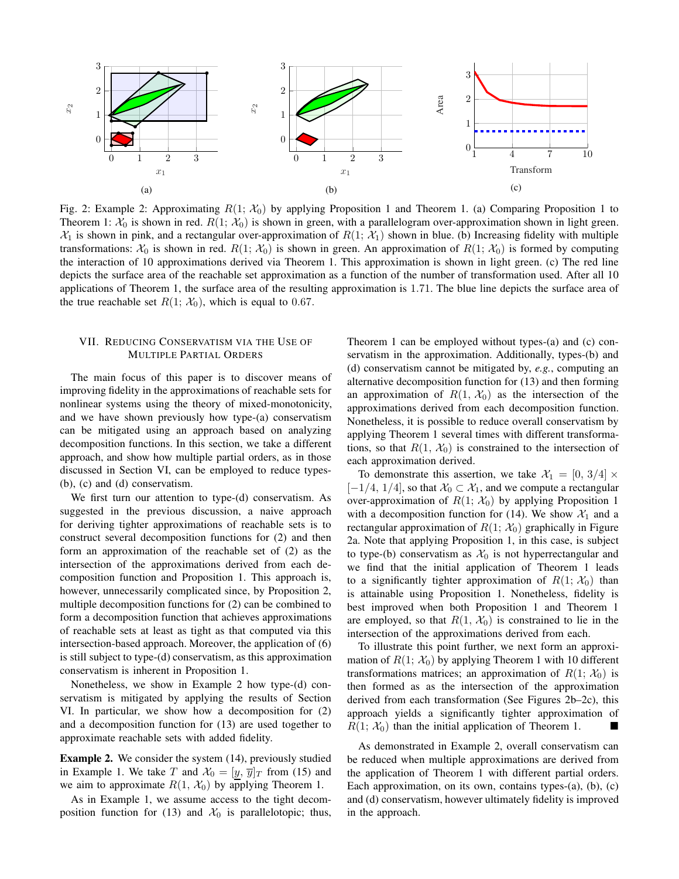Fig. 2: Example 2: Approximating $R(1;\, \mathcal{X}_0)$ by applying Proposition 1 and Theorem 1. (a) Comparing Proposition 1 to Theorem 1: $\mathcal{X}_0$ is shown in red. $R(1;\, \mathcal{X}_0)$ is shown in green, with a parallelogram over-approximation shown in light green. $\mathcal{X}_1$ is shown in pink, and a rectangular over-approximation of $R(1;\, \mathcal{X}_1)$ shown in blue. (b) Increasing fidelity with multiple transformations: $\mathcal{X}_0$ is shown in red. $R(1;\, \mathcal{X}_0)$ is shown in green. An approximation of $R(1;\, \mathcal{X}_0)$ is formed by computing the interaction of 10 approximations derived via Theorem 1. This approximation is shown in light green. (c) The red line depicts the surface area of the reachable set approximation as a function of the number of transformation used. After all 10 applications of Theorem 1, the surface area of the resulting approximation is 1.71. The blue line depicts the surface area of the true reachable set $R(1;\, \mathcal{X}_0)$, which is equal to 0.67.

## VII. Reducing Conservatism via the Use of Multiple Partial Orders

The main focus of this paper is to discover means of improving fidelity in the approximations of reachable sets for nonlinear systems using the theory of mixed-monotonicity, and we have shown previously how type-(a) conservatism can be mitigated using an approach based on analyzing decomposition functions. In this section, we take a different approach, and show how multiple partial orders, as in those discussed in Section VI, can be employed to reduce types-(b), (c) and (d) conservatism.

We first turn our attention to type-(d) conservatism. As suggested in the previous discussion, a naive approach for deriving tighter approximations of reachable sets is to construct several decomposition functions for (2) and then form an approximation of the reachable set of (2) as the intersection of the approximations derived from each decomposition function and Proposition 1. This approach is, however, unnecessarily complicated since, by Proposition 2, multiple decomposition functions for (2) can be combined to form a decomposition function that achieves approximations of reachable sets at least as tight as that computed via this intersection-based approach. Moreover, the application of (6) is still subject to type-(d) conservatism, as this approximation conservatism is inherent in Proposition 1.

Nonetheless, we show in Example 2 how type-(d) conservatism is mitigated by applying the results of Section VI. In particular, we show how a decomposition for (2) and a decomposition function for (13) are used together to approximate reachable sets with added fidelity.

**Example 2.** We consider the system (14), previously studied in Example 1. We take $T$ and $\mathcal{X}_0 = [\underline{y},\, \overline{y}]_T$ from (15) and we aim to approximate $R(1,\, \mathcal{X}_0)$ by applying Theorem 1.

As in Example 1, we assume access to the tight decomposition function for (13) and $\mathcal{X}_0$ is parallelotopic; thus, Theorem 1 can be employed without types-(a) and (c) conservatism in the approximation. Additionally, types-(b) and (d) conservatism cannot be mitigated by, *e.g.*, computing an alternative decomposition function for (13) and then forming an approximation of $R(1,\, \mathcal{X}_0)$ as the intersection of the approximations derived from each decomposition function. Nonetheless, it is possible to reduce overall conservatism by applying Theorem 1 several times with different transformations, so that $R(1,\, \mathcal{X}_0)$ is constrained to the intersection of each approximation derived.

To demonstrate this assertion, we take $\mathcal{X}_1 = [0,\, 3/4] \times [-1/4,\, 1/4]$, so that $\mathcal{X}_0 \subset \mathcal{X}_1$, and we compute a rectangular over-approximation of $R(1;\, \mathcal{X}_0)$ by applying Proposition 1 with a decomposition function for (14). We show $\mathcal{X}_1$ and a rectangular approximation of $R(1;\, \mathcal{X}_0)$ graphically in Figure 2a. Note that applying Proposition 1, in this case, is subject to type-(b) conservatism as $\mathcal{X}_0$ is not hyperrectangular and we find that the initial application of Theorem 1 leads to a significantly tighter approximation of $R(1;\, \mathcal{X}_0)$ than is attainable using Proposition 1. Nonetheless, fidelity is best improved when both Proposition 1 and Theorem 1 are employed, so that $R(1,\, \mathcal{X}_0)$ is constrained to lie in the intersection of the approximations derived from each.

To illustrate this point further, we next form an approximation of $R(1;\, \mathcal{X}_0)$ by applying Theorem 1 with 10 different transformations matrices; an approximation of $R(1;\, \mathcal{X}_0)$ is then formed as as the intersection of the approximation derived from each transformation (See Figures 2b–2c), this approach yields a significantly tighter approximation of $R(1;\, \mathcal{X}_0)$ than the initial application of Theorem 1. ■

As demonstrated in Example 2, overall conservatism can be reduced when multiple approximations are derived from the application of Theorem 1 with different partial orders. Each approximation, on its own, contains types-(a), (b), (c) and (d) conservatism, however ultimately fidelity is improved in the approach.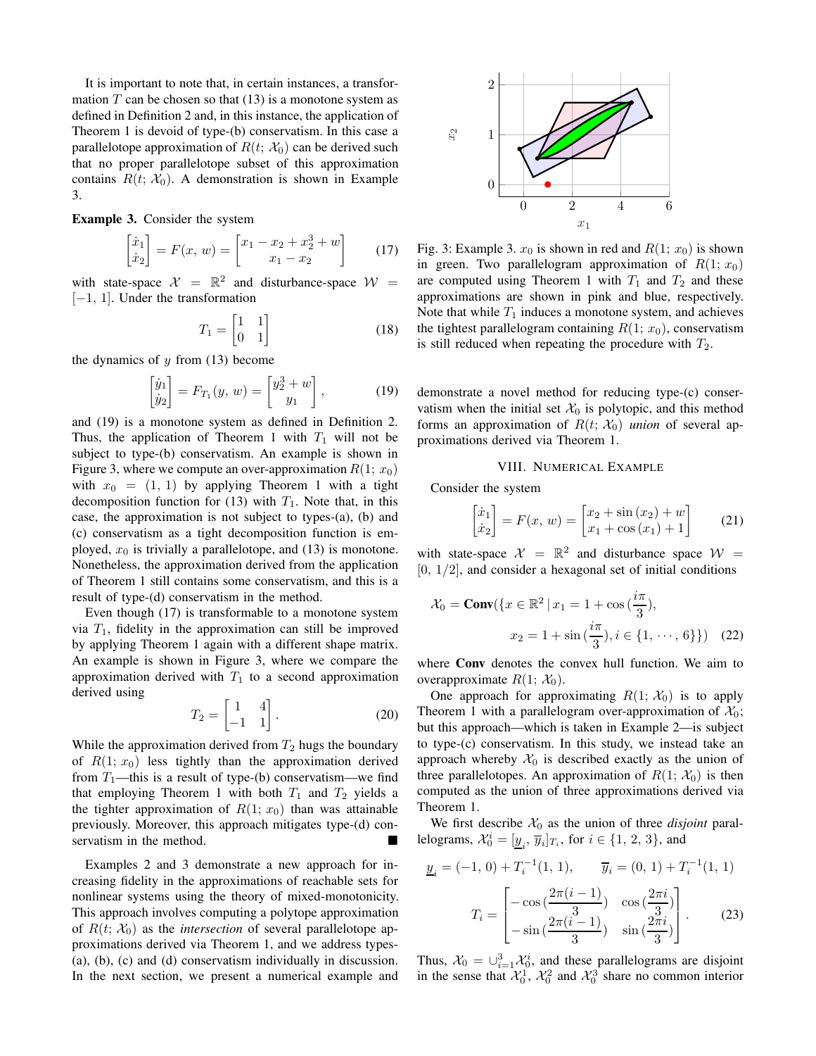It is important to note that, in certain instances, a transformation $T$ can be chosen so that (13) is a monotone system as defined in Definition 2 and, in this instance, the application of Theorem 1 is devoid of type-(b) conservatism. In this case a parallelotope approximation of $R(t;\, \mathcal{X}_0)$ can be derived such that no proper parallelotope subset of this approximation contains $R(t;\, \mathcal{X}_0)$. A demonstration is shown in Example 3.

**Example 3.** Consider the system

$$\begin{bmatrix} \dot{x}_1 \\ \dot{x}_2 \end{bmatrix} = F(x,\, w) = \begin{bmatrix} x_1 - x_2 + x_2^3 + w \\ x_1 - x_2 \end{bmatrix} \tag{17}$$

with state-space $\mathcal{X} = \mathbb{R}^2$ and disturbance-space $\mathcal{W} = [-1,\, 1]$. Under the transformation

$$T_1 = \begin{bmatrix} 1 & 1 \\ 0 & 1 \end{bmatrix} \tag{18}$$

the dynamics of $y$ from (13) become

$$\begin{bmatrix} \dot{y}_1 \\ \dot{y}_2 \end{bmatrix} = F_{T_1}(y,\, w) = \begin{bmatrix} y_2^3 + w \\ y_1 \end{bmatrix}, \tag{19}$$

and (19) is a monotone system as defined in Definition 2. Thus, the application of Theorem 1 with $T_1$ will not be subject to type-(b) conservatism. An example is shown in Figure 3, where we compute an over-approximation $R(1;\, x_0)$ with $x_0 = (1,\, 1)$ by applying Theorem 1 with a tight decomposition function for (13) with $T_1$. Note that, in this case, the approximation is not subject to types-(a), (b) and (c) conservatism as a tight decomposition function is employed, $x_0$ is trivially a parallelotope, and (13) is monotone. Nonetheless, the approximation derived from the application of Theorem 1 still contains some conservatism, and this is a result of type-(d) conservatism in the method.

Even though (17) is transformable to a monotone system via $T_1$, fidelity in the approximation can still be improved by applying Theorem 1 again with a different shape matrix. An example is shown in Figure 3, where we compare the approximation derived with $T_1$ to a second approximation derived using

$$T_2 = \begin{bmatrix} 1 & 4 \\ -1 & 1 \end{bmatrix}. \tag{20}$$

While the approximation derived from $T_2$ hugs the boundary of $R(1;\, x_0)$ less tightly than the approximation derived from $T_1$—this is a result of type-(b) conservatism—we find that employing Theorem 1 with both $T_1$ and $T_2$ yields a the tighter approximation of $R(1;\, x_0)$ than was attainable previously. Moreover, this approach mitigates type-(d) conservatism in the method. ■

Fig. 3: Example 3. $x_0$ is shown in red and $R(1;\, x_0)$ is shown in green. Two parallelogram approximation of $R(1;\, x_0)$ are computed using Theorem 1 with $T_1$ and $T_2$ and these approximations are shown in pink and blue, respectively. Note that while $T_1$ induces a monotone system, and achieves the tightest parallelogram containing $R(1;\, x_0)$, conservatism is still reduced when repeating the procedure with $T_2$.

Examples 2 and 3 demonstrate a new approach for increasing fidelity in the approximations of reachable sets for nonlinear systems using the theory of mixed-monotonicity. This approach involves computing a polytope approximation of $R(t;\, \mathcal{X}_0)$ as the *intersection* of several parallelotope approximations derived via Theorem 1, and we address types-(a), (b), (c) and (d) conservatism individually in discussion. In the next section, we present a numerical example and demonstrate a novel method for reducing type-(c) conservatism when the initial set $\mathcal{X}_0$ is polytopic, and this method forms an approximation of $R(t;\, \mathcal{X}_0)$ *union* of several approximations derived via Theorem 1.

## VIII. Numerical Example

Consider the system

$$\begin{bmatrix} \dot{x}_1 \\ \dot{x}_2 \end{bmatrix} = F(x,\, w) = \begin{bmatrix} x_2 + \sin(x_2) + w \\ x_1 + \cos(x_1) + 1 \end{bmatrix} \tag{21}$$

with state-space $\mathcal{X} = \mathbb{R}^2$ and disturbance space $\mathcal{W} = [0,\, 1/2]$, and consider a hexagonal set of initial conditions

$$\mathcal{X}_0 = \textbf{Conv}(\{x \in \mathbb{R}^2 \,|\, x_1 = 1 + \cos(\frac{i\pi}{3}), \quad x_2 = 1 + \sin(\frac{i\pi}{3}), i \in \{1,\, \cdots,\, 6\}\}) \tag{22}$$

where **Conv** denotes the convex hull function. We aim to overapproximate $R(1;\, \mathcal{X}_0)$.

One approach for approximating $R(1;\, \mathcal{X}_0)$ is to apply Theorem 1 with a parallelogram over-approximation of $\mathcal{X}_0$; but this approach—which is taken in Example 2—is subject to type-(c) conservatism. In this study, we instead take an approach whereby $\mathcal{X}_0$ is described exactly as the union of three parallelotopes. An approximation of $R(1;\, \mathcal{X}_0)$ is then computed as the union of three approximations derived via Theorem 1.

We first describe $\mathcal{X}_0$ as the union of three *disjoint* parallelograms, $\mathcal{X}_0^i = [\underline{y}_i,\, \overline{y}_i]_{T_i}$, for $i \in \{1,\, 2,\, 3\}$, and

$$\underline{y}_i = (-1,\, 0) + T_i^{-1}(1,\, 1), \qquad \overline{y}_i = (0,\, 1) + T_i^{-1}(1,\, 1)$$

$$T_i = \begin{bmatrix} -\cos(\frac{2\pi(i-1)}{3}) & \cos(\frac{2\pi i}{3}) \\ -\sin(\frac{2\pi(i-1)}{3}) & \sin(\frac{2\pi i}{3}) \end{bmatrix}. \tag{23}$$

Thus, $\mathcal{X}_0 = \cup_{i=1}^3 \mathcal{X}_0^i$, and these parallelograms are disjoint in the sense that $\mathcal{X}_0^1$, $\mathcal{X}_0^2$ and $\mathcal{X}_0^3$ share no common interior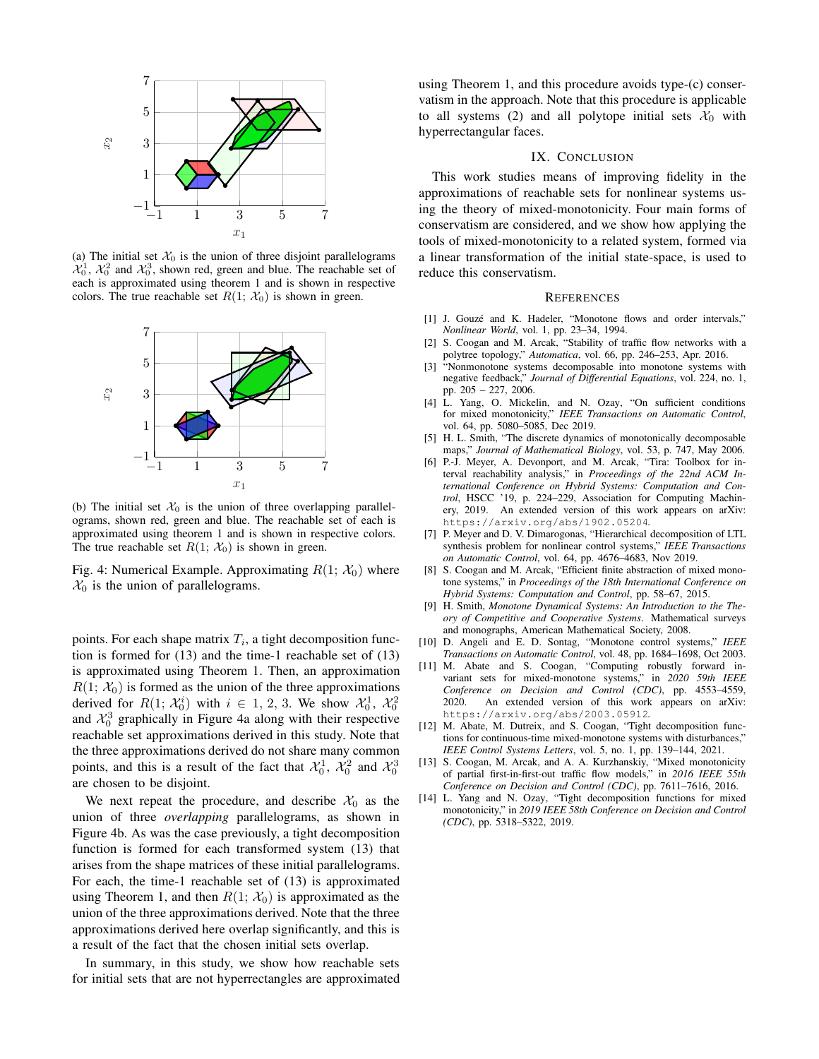7
5
3
1
−1
−1 1 3 5 7
$x_1$
$x_2$

(a) The initial set $\mathcal{X}_0$ is the union of three disjoint parallelograms $\mathcal{X}_0^1$, $\mathcal{X}_0^2$ and $\mathcal{X}_0^3$, shown red, green and blue. The reachable set of each is approximated using theorem 1 and is shown in respective colors. The true reachable set $R(1;\, \mathcal{X}_0)$ is shown in green.

7
5
3
1
−1
−1 1 3 5 7
$x_1$
$x_2$

(b) The initial set $\mathcal{X}_0$ is the union of three overlapping parallelograms, shown red, green and blue. The reachable set of each is approximated using theorem 1 and is shown in respective colors. The true reachable set $R(1;\, \mathcal{X}_0)$ is shown in green.

Fig. 4: Numerical Example. Approximating $R(1;\, \mathcal{X}_0)$ where $\mathcal{X}_0$ is the union of parallelograms.

points. For each shape matrix $T_i$, a tight decomposition function is formed for (13) and the time-1 reachable set of (13) is approximated using Theorem 1. Then, an approximation $R(1;\, \mathcal{X}_0)$ is formed as the union of the three approximations derived for $R(1;\, \mathcal{X}_0^i)$ with $i \in 1, 2, 3$. We show $\mathcal{X}_0^1$, $\mathcal{X}_0^2$ and $\mathcal{X}_0^3$ graphically in Figure 4a along with their respective reachable set approximations derived in this study. Note that the three approximations derived do not share many common points, and this is a result of the fact that $\mathcal{X}_0^1$, $\mathcal{X}_0^2$ and $\mathcal{X}_0^3$ are chosen to be disjoint.

We next repeat the procedure, and describe $\mathcal{X}_0$ as the union of three *overlapping* parallelograms, as shown in Figure 4b. As was the case previously, a tight decomposition function is formed for each transformed system (13) that arises from the shape matrices of these initial parallelograms. For each, the time-1 reachable set of (13) is approximated using Theorem 1, and then $R(1;\, \mathcal{X}_0)$ is approximated as the union of the three approximations derived. Note that the three approximations derived here overlap significantly, and this is a result of the fact that the chosen initial sets overlap.

In summary, in this study, we show how reachable sets for initial sets that are not hyperrectangles are approximated using Theorem 1, and this procedure avoids type-(c) conservatism in the approach. Note that this procedure is applicable to all systems (2) and all polytope initial sets $\mathcal{X}_0$ with hyperrectangular faces.

## IX. Conclusion

This work studies means of improving fidelity in the approximations of reachable sets for nonlinear systems using the theory of mixed-monotonicity. Four main forms of conservatism are considered, and we show how applying the tools of mixed-monotonicity to a related system, formed via a linear transformation of the initial state-space, is used to reduce this conservatism.

## References

[1] J. Gouzé and K. Hadeler, "Monotone flows and order intervals," *Nonlinear World*, vol. 1, pp. 23–34, 1994.

[2] S. Coogan and M. Arcak, "Stability of traffic flow networks with a polytree topology," *Automatica*, vol. 66, pp. 246–253, Apr. 2016.

[3] "Nonmonotone systems decomposable into monotone systems with negative feedback," *Journal of Differential Equations*, vol. 224, no. 1, pp. 205 – 227, 2006.

[4] L. Yang, O. Mickelin, and N. Ozay, "On sufficient conditions for mixed monotonicity," *IEEE Transactions on Automatic Control*, vol. 64, pp. 5080–5085, Dec 2019.

[5] H. L. Smith, "The discrete dynamics of monotonically decomposable maps," *Journal of Mathematical Biology*, vol. 53, p. 747, May 2006.

[6] P.-J. Meyer, A. Devonport, and M. Arcak, "Tira: Toolbox for interval reachability analysis," in *Proceedings of the 22nd ACM International Conference on Hybrid Systems: Computation and Control*, HSCC '19, p. 224–229, Association for Computing Machinery, 2019. An extended version of this work appears on arXiv: https://arxiv.org/abs/1902.05204.

[7] P. Meyer and D. V. Dimarogonas, "Hierarchical decomposition of LTL synthesis problem for nonlinear control systems," *IEEE Transactions on Automatic Control*, vol. 64, pp. 4676–4683, Nov 2019.

[8] S. Coogan and M. Arcak, "Efficient finite abstraction of mixed monotone systems," in *Proceedings of the 18th International Conference on Hybrid Systems: Computation and Control*, pp. 58–67, 2015.

[9] H. Smith, *Monotone Dynamical Systems: An Introduction to the Theory of Competitive and Cooperative Systems*. Mathematical surveys and monographs, American Mathematical Society, 2008.

[10] D. Angeli and E. D. Sontag, "Monotone control systems," *IEEE Transactions on Automatic Control*, vol. 48, pp. 1684–1698, Oct 2003.

[11] M. Abate and S. Coogan, "Computing robustly forward invariant sets for mixed-monotone systems," in *2020 59th IEEE Conference on Decision and Control (CDC)*, pp. 4553–4559, 2020. An extended version of this work appears on arXiv: https://arxiv.org/abs/2003.05912.

[12] M. Abate, M. Dutreix, and S. Coogan, "Tight decomposition functions for continuous-time mixed-monotone systems with disturbances," *IEEE Control Systems Letters*, vol. 5, no. 1, pp. 139–144, 2021.

[13] S. Coogan, M. Arcak, and A. A. Kurzhanskiy, "Mixed monotonicity of partial first-in-first-out traffic flow models," in *2016 IEEE 55th Conference on Decision and Control (CDC)*, pp. 7611–7616, 2016.

[14] L. Yang and N. Ozay, "Tight decomposition functions for mixed monotonicity," in *2019 IEEE 58th Conference on Decision and Control (CDC)*, pp. 5318–5322, 2019.